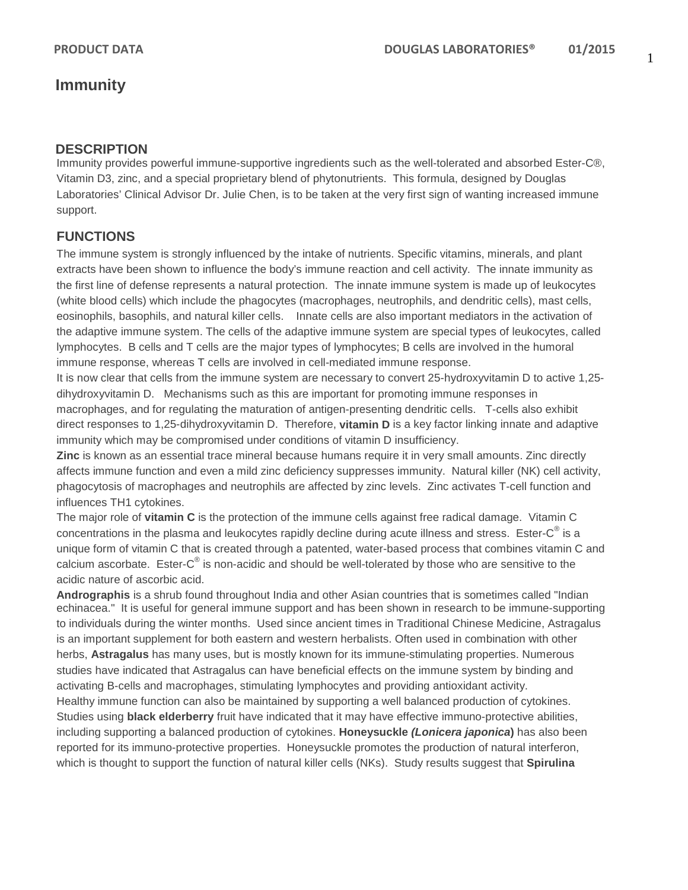# Immunity

## DESCRIPTION

Immunity provides powerful immune-supportive ingredients such as the well-tolerated and absorbed Ester-C®, Vitamin D3, zinc, and a special proprietary blend of phytonutrients. This formula, designed by Douglas Laboratories' Clinical Advisor Dr. Julie Chen, is to be taken at the very first sign of wanting increased immune support.

## FUNCTIONS

The immune system is strongly influenced by the intake of nutrients. Specific vitamins, minerals, and plant extracts have been shown to influence the body's immune reaction and cell activity. The innate immunity as the first line of defense represents a natural protection. The innate immune system is made up of leukocytes (white blood cells) which include the phagocytes (macrophages, neutrophils, and dendritic cells), mast cells, eosinophils, basophils, and natural killer cells. Innate cells are also important mediators in the activation of the adaptive immune system. The cells of the adaptive immune system are special types of leukocytes, called lymphocytes. B cells and T cells are the major types of lymphocytes; B cells are involved in the humoral immune response, whereas T cells are involved in cell-mediated immune response.

It is now clear that cells from the immune system are necessary to convert 25-hydroxyvitamin D to active 1,25-dihydroxyvitamin D. Mechanisms such as this are important for promoting immune responses in macrophages, and for regulating the maturation of antigen-presenting dendritic cells. T-cells also exhibit direct responses to 1,25-dihydroxyvitamin D. Therefore, **vitamin D** is a key factor linking innate and adaptive immunity which may be compromised under conditions of vitamin D insufficiency.

**Zinc** is known as an essential trace mineral because humans require it in very small amounts. Zinc directly affects immune function and even a mild zinc deficiency suppresses immunity. Natural killer (NK) cell activity, phagocytosis of macrophages and neutrophils are affected by zinc levels. Zinc activates T-cell function and influences TH1 cytokines.

The major role of **vitamin C** is the protection of the immune cells against free radical damage. Vitamin C concentrations in the plasma and leukocytes rapidly decline during acute illness and stress. Ester-C® is a unique form of vitamin C that is created through a patented, water-based process that combines vitamin C and calcium ascorbate. Ester-C® is non-acidic and should be well-tolerated by those who are sensitive to the acidic nature of ascorbic acid.

**Andrographis** is a shrub found throughout India and other Asian countries that is sometimes called "Indian echinacea." It is useful for general immune support and has been shown in research to be immune-supporting to individuals during the winter months. Used since ancient times in Traditional Chinese Medicine, Astragalus is an important supplement for both eastern and western herbalists. Often used in combination with other herbs, **Astragalus** has many uses, but is mostly known for its immune-stimulating properties. Numerous studies have indicated that Astragalus can have beneficial effects on the immune system by binding and activating B-cells and macrophages, stimulating lymphocytes and providing antioxidant activity.

Healthy immune function can also be maintained by supporting a well balanced production of cytokines. Studies using **black elderberry** fruit have indicated that it may have effective immuno-protective abilities, including supporting a balanced production of cytokines. **Honeysuckle *(Lonicera japonica*)** has also been reported for its immuno-protective properties. Honeysuckle promotes the production of natural interferon, which is thought to support the function of natural killer cells (NKs). Study results suggest that **Spirulina**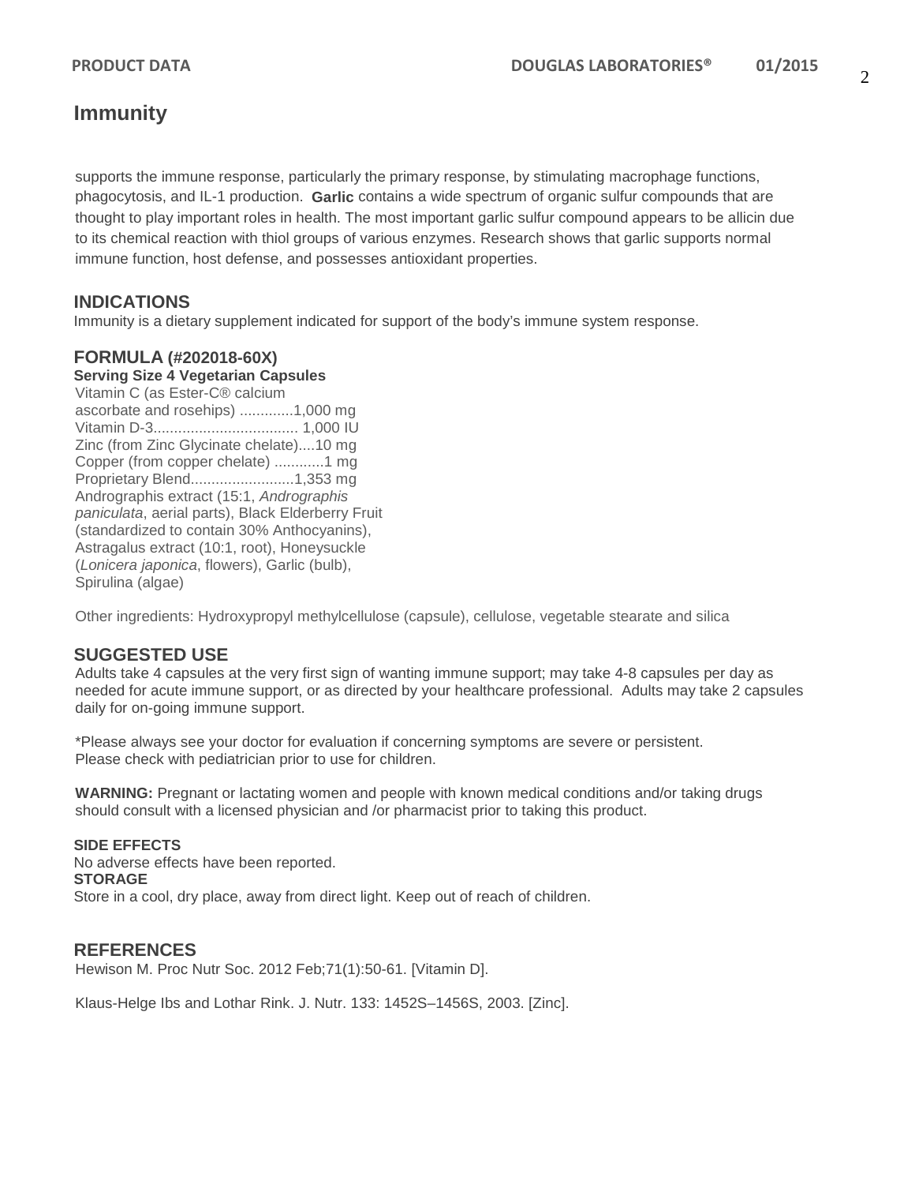# Immunity

supports the immune response, particularly the primary response, by stimulating macrophage functions, phagocytosis, and IL-1 production. **Garlic** contains a wide spectrum of organic sulfur compounds that are thought to play important roles in health. The most important garlic sulfur compound appears to be allicin due to its chemical reaction with thiol groups of various enzymes. Research shows that garlic supports normal immune function, host defense, and possesses antioxidant properties.

## INDICATIONS

Immunity is a dietary supplement indicated for support of the body's immune system response.

## FORMULA (#202018-60X)

**Serving Size 4 Vegetarian Capsules**

Vitamin C (as Ester-C® calcium ascorbate and rosehips) .............1,000 mg
Vitamin D-3................................... 1,000 IU
Zinc (from Zinc Glycinate chelate)....10 mg
Copper (from copper chelate) ............1 mg
Proprietary Blend.........................1,353 mg
Andrographis extract (15:1, *Andrographis paniculata*, aerial parts), Black Elderberry Fruit (standardized to contain 30% Anthocyanins), Astragalus extract (10:1, root), Honeysuckle (*Lonicera japonica*, flowers), Garlic (bulb), Spirulina (algae)

Other ingredients: Hydroxypropyl methylcellulose (capsule), cellulose, vegetable stearate and silica

## SUGGESTED USE

Adults take 4 capsules at the very first sign of wanting immune support; may take 4-8 capsules per day as needed for acute immune support, or as directed by your healthcare professional. Adults may take 2 capsules daily for on-going immune support.

*Please always see your doctor for evaluation if concerning symptoms are severe or persistent. Please check with pediatrician prior to use for children.

**WARNING:** Pregnant or lactating women and people with known medical conditions and/or taking drugs should consult with a licensed physician and /or pharmacist prior to taking this product.

### SIDE EFFECTS

No adverse effects have been reported.

### STORAGE

Store in a cool, dry place, away from direct light. Keep out of reach of children.

## REFERENCES

Hewison M. Proc Nutr Soc. 2012 Feb;71(1):50-61. [Vitamin D].

Klaus-Helge Ibs and Lothar Rink. J. Nutr. 133: 1452S–1456S, 2003. [Zinc].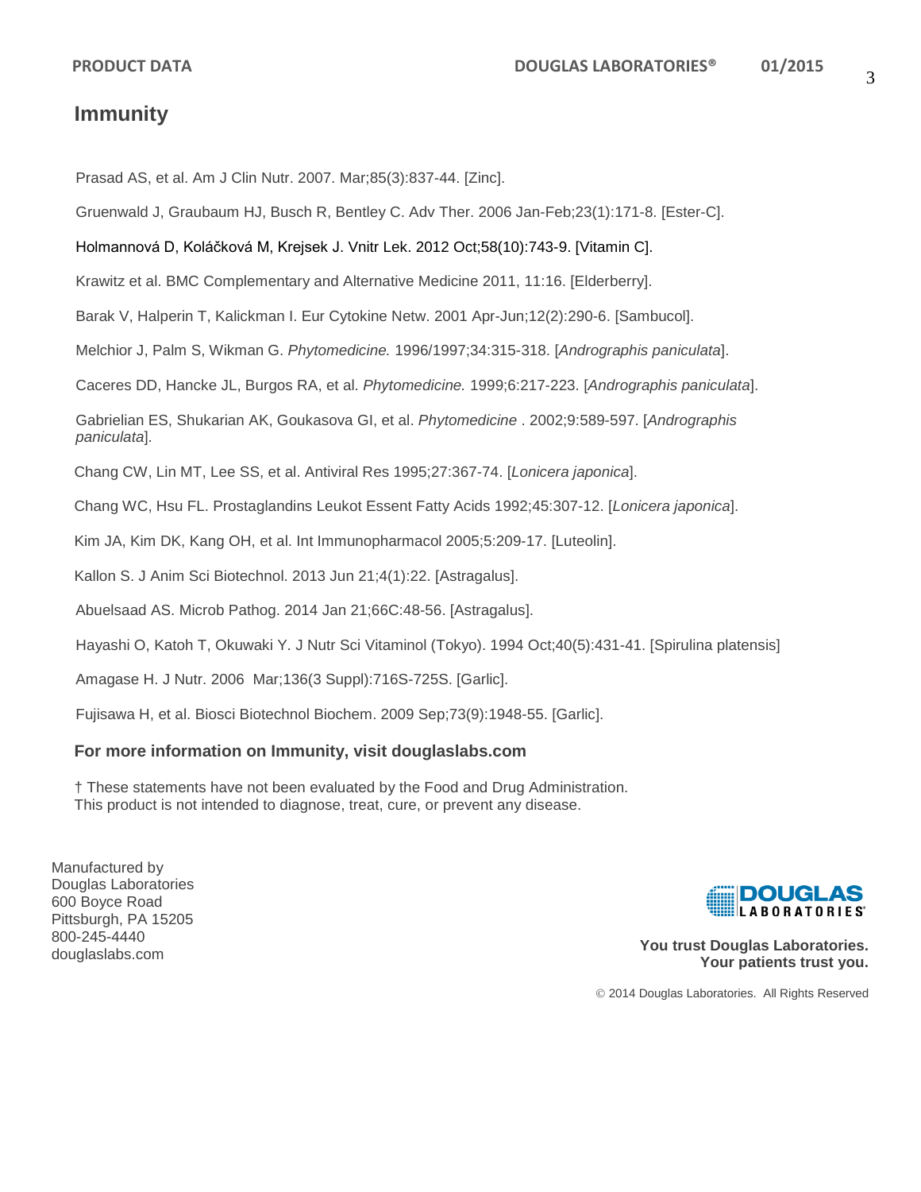## Immunity

Prasad AS, et al. Am J Clin Nutr. 2007. Mar;85(3):837-44. [Zinc].

Gruenwald J, Graubaum HJ, Busch R, Bentley C. Adv Ther. 2006 Jan-Feb;23(1):171-8. [Ester-C].

Holmannová D, Koláčková M, Krejsek J. Vnitr Lek. 2012 Oct;58(10):743-9. [Vitamin C].

Krawitz et al. BMC Complementary and Alternative Medicine 2011, 11:16. [Elderberry].

Barak V, Halperin T, Kalickman I. Eur Cytokine Netw. 2001 Apr-Jun;12(2):290-6. [Sambucol].

Melchior J, Palm S, Wikman G. *Phytomedicine.* 1996/1997;34:315-318. [*Andrographis paniculata*].

Caceres DD, Hancke JL, Burgos RA, et al. *Phytomedicine.* 1999;6:217-223. [*Andrographis paniculata*].

Gabrielian ES, Shukarian AK, Goukasova GI, et al. *Phytomedicine* . 2002;9:589-597. [*Andrographis paniculata*].

Chang CW, Lin MT, Lee SS, et al. Antiviral Res 1995;27:367-74. [*Lonicera japonica*].

Chang WC, Hsu FL. Prostaglandins Leukot Essent Fatty Acids 1992;45:307-12. [*Lonicera japonica*].

Kim JA, Kim DK, Kang OH, et al. Int Immunopharmacol 2005;5:209-17. [Luteolin].

Kallon S. J Anim Sci Biotechnol. 2013 Jun 21;4(1):22. [Astragalus].

Abuelsaad AS. Microb Pathog. 2014 Jan 21;66C:48-56. [Astragalus].

Hayashi O, Katoh T, Okuwaki Y. J Nutr Sci Vitaminol (Tokyo). 1994 Oct;40(5):431-41. [Spirulina platensis]

Amagase H. J Nutr. 2006 Mar;136(3 Suppl):716S-725S. [Garlic].

Fujisawa H, et al. Biosci Biotechnol Biochem. 2009 Sep;73(9):1948-55. [Garlic].

**For more information on Immunity, visit douglaslabs.com**

† These statements have not been evaluated by the Food and Drug Administration.
This product is not intended to diagnose, treat, cure, or prevent any disease.

Manufactured by
Douglas Laboratories
600 Boyce Road
Pittsburgh, PA 15205
800-245-4440
douglaslabs.com

DOUGLAS LABORATORIES®

**You trust Douglas Laboratories.
Your patients trust you.**

© 2014 Douglas Laboratories. All Rights Reserved